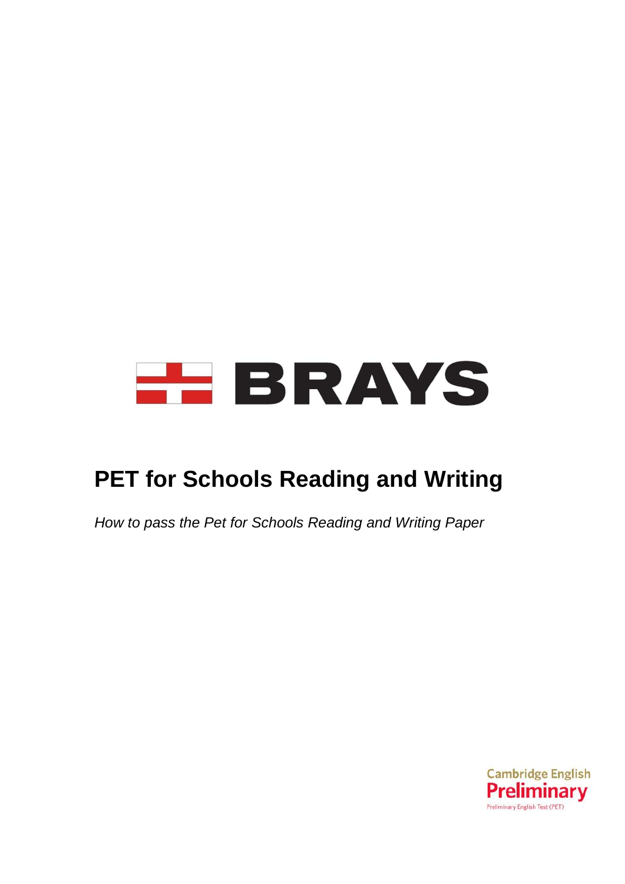BRAYS

# PET for Schools Reading and Writing

*How to pass the Pet for Schools Reading and Writing Paper*

Cambridge English
Preliminary
Preliminary English Test (PET)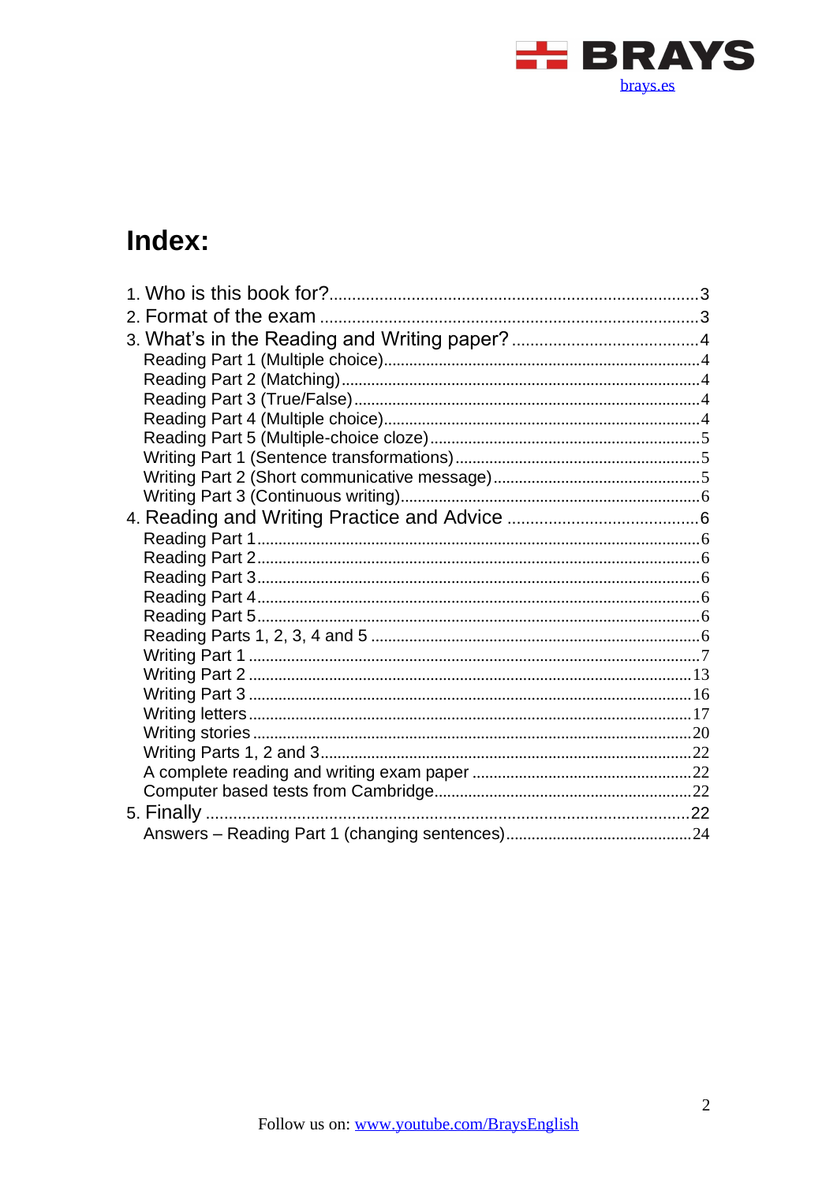# Index:

1. Who is this book for?................................................................................3
2. Format of the exam ..................................................................................3
3. What's in the Reading and Writing paper? ........................................4
   - Reading Part 1 (Multiple choice).........................................................4
   - Reading Part 2 (Matching)....................................................................4
   - Reading Part 3 (True/False)..................................................................4
   - Reading Part 4 (Multiple choice)...........................................................4
   - Reading Part 5 (Multiple-choice cloze)................................................5
   - Writing Part 1 (Sentence transformations)..........................................5
   - Writing Part 2 (Short communicative message)..................................5
   - Writing Part 3 (Continuous writing)......................................................6
4. Reading and Writing Practice and Advice ..........................................6
   - Reading Part 1.......................................................................................6
   - Reading Part 2.......................................................................................6
   - Reading Part 3.......................................................................................6
   - Reading Part 4.......................................................................................6
   - Reading Part 5.......................................................................................6
   - Reading Parts 1, 2, 3, 4 and 5 .............................................................6
   - Writing Part 1 .........................................................................................7
   - Writing Part 2 .......................................................................................13
   - Writing Part 3 .......................................................................................16
   - Writing letters.......................................................................................17
   - Writing stories .......................................................................................20
   - Writing Parts 1, 2 and 3.......................................................................22
   - A complete reading and writing exam paper .....................................22
   - Computer based tests from Cambridge.............................................22
5. Finally ..........................................................................................................22
   - Answers – Reading Part 1 (changing sentences)............................24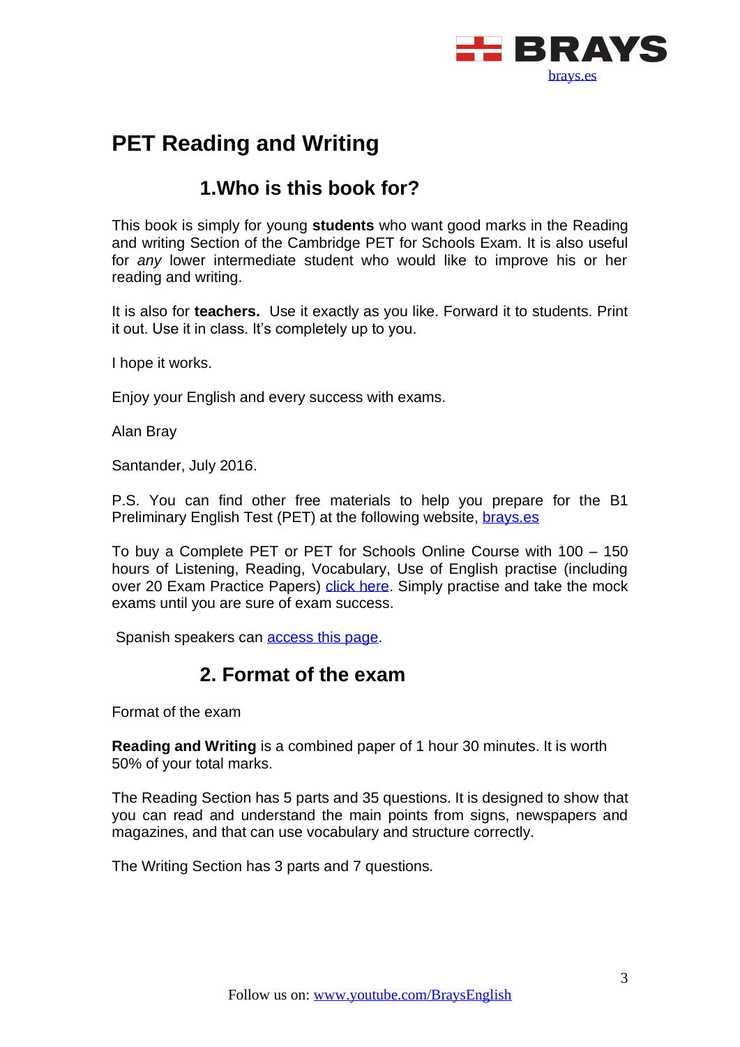# PET Reading and Writing

## 1.Who is this book for?

This book is simply for young **students** who want good marks in the Reading and writing Section of the Cambridge PET for Schools Exam. It is also useful for *any* lower intermediate student who would like to improve his or her reading and writing.

It is also for **teachers.** Use it exactly as you like. Forward it to students. Print it out. Use it in class. It's completely up to you.

I hope it works.

Enjoy your English and every success with exams.

Alan Bray

Santander, July 2016.

P.S. You can find other free materials to help you prepare for the B1 Preliminary English Test (PET) at the following website, brays.es

To buy a Complete PET or PET for Schools Online Course with 100 – 150 hours of Listening, Reading, Vocabulary, Use of English practise (including over 20 Exam Practice Papers) click here. Simply practise and take the mock exams until you are sure of exam success.

Spanish speakers can access this page.

## 2. Format of the exam

Format of the exam

**Reading and Writing** is a combined paper of 1 hour 30 minutes. It is worth 50% of your total marks.

The Reading Section has 5 parts and 35 questions. It is designed to show that you can read and understand the main points from signs, newspapers and magazines, and that can use vocabulary and structure correctly.

The Writing Section has 3 parts and 7 questions.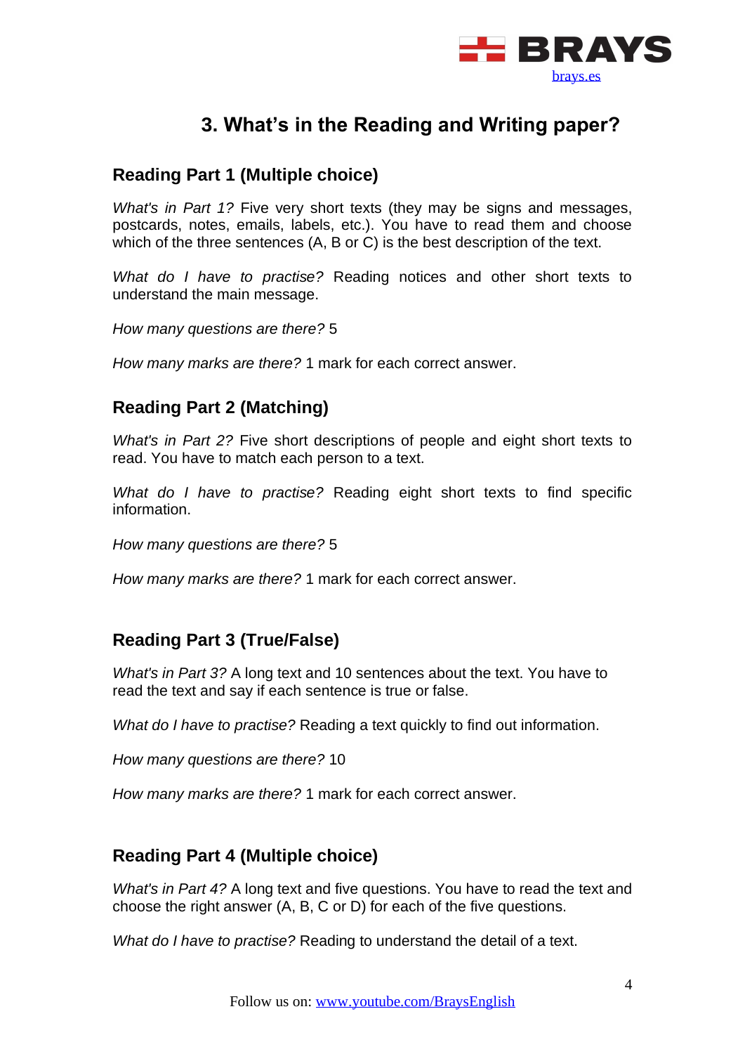# 3. What's in the Reading and Writing paper?

## Reading Part 1 (Multiple choice)

*What's in Part 1?* Five very short texts (they may be signs and messages, postcards, notes, emails, labels, etc.). You have to read them and choose which of the three sentences (A, B or C) is the best description of the text.

*What do I have to practise?* Reading notices and other short texts to understand the main message.

*How many questions are there?* 5

*How many marks are there?* 1 mark for each correct answer.

## Reading Part 2 (Matching)

*What's in Part 2?* Five short descriptions of people and eight short texts to read. You have to match each person to a text.

*What do I have to practise?* Reading eight short texts to find specific information.

*How many questions are there?* 5

*How many marks are there?* 1 mark for each correct answer.

## Reading Part 3 (True/False)

*What's in Part 3?* A long text and 10 sentences about the text. You have to read the text and say if each sentence is true or false.

*What do I have to practise?* Reading a text quickly to find out information.

*How many questions are there?* 10

*How many marks are there?* 1 mark for each correct answer.

## Reading Part 4 (Multiple choice)

*What's in Part 4?* A long text and five questions. You have to read the text and choose the right answer (A, B, C or D) for each of the five questions.

*What do I have to practise?* Reading to understand the detail of a text.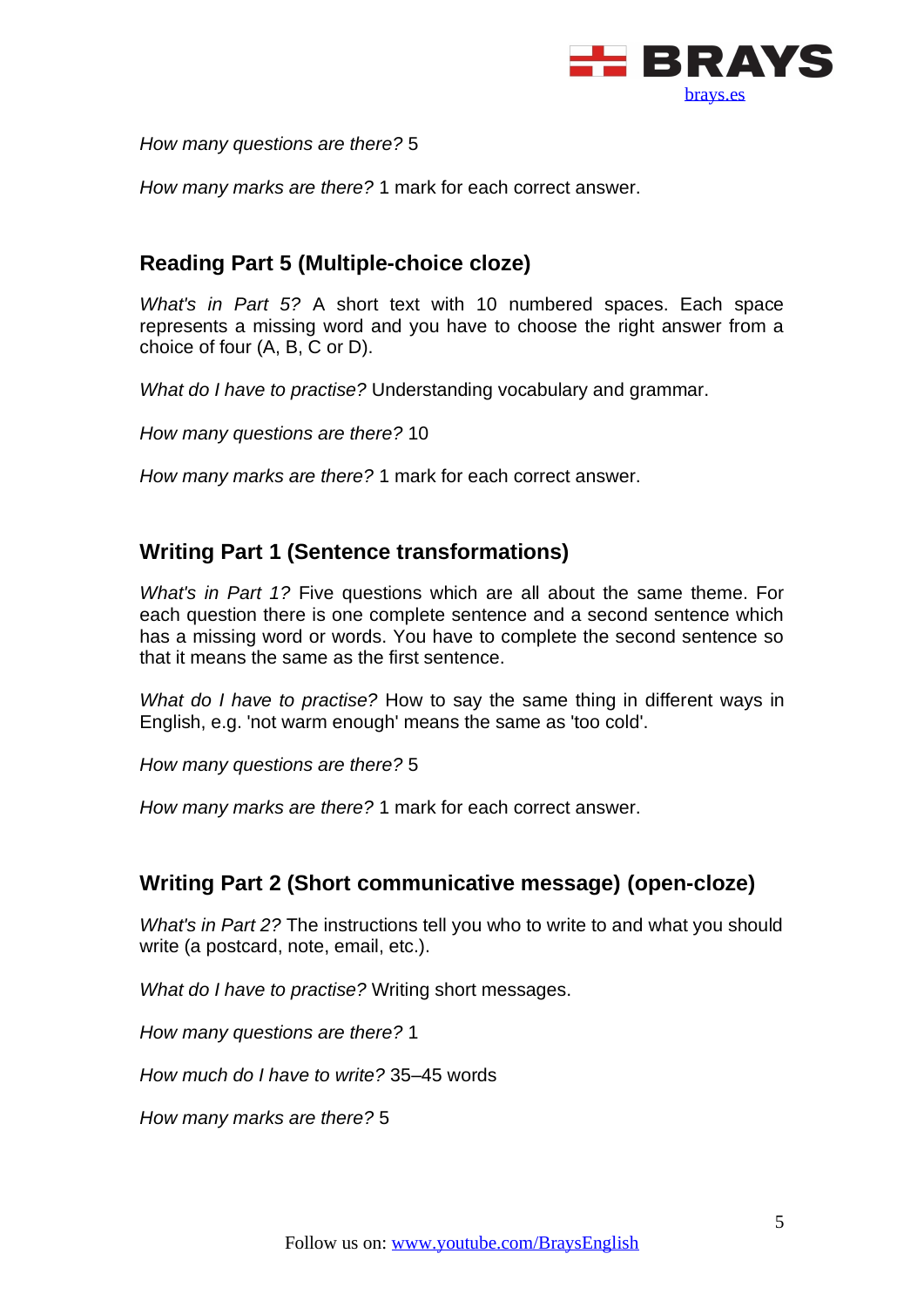*How many questions are there?* 5

*How many marks are there?* 1 mark for each correct answer.

## Reading Part 5 (Multiple-choice cloze)

*What's in Part 5?* A short text with 10 numbered spaces. Each space represents a missing word and you have to choose the right answer from a choice of four (A, B, C or D).

*What do I have to practise?* Understanding vocabulary and grammar.

*How many questions are there?* 10

*How many marks are there?* 1 mark for each correct answer.

## Writing Part 1 (Sentence transformations)

*What's in Part 1?* Five questions which are all about the same theme. For each question there is one complete sentence and a second sentence which has a missing word or words. You have to complete the second sentence so that it means the same as the first sentence.

*What do I have to practise?* How to say the same thing in different ways in English, e.g. 'not warm enough' means the same as 'too cold'.

*How many questions are there?* 5

*How many marks are there?* 1 mark for each correct answer.

## Writing Part 2 (Short communicative message) (open-cloze)

*What's in Part 2?* The instructions tell you who to write to and what you should write (a postcard, note, email, etc.).

*What do I have to practise?* Writing short messages.

*How many questions are there?* 1

*How much do I have to write?* 35–45 words

*How many marks are there?* 5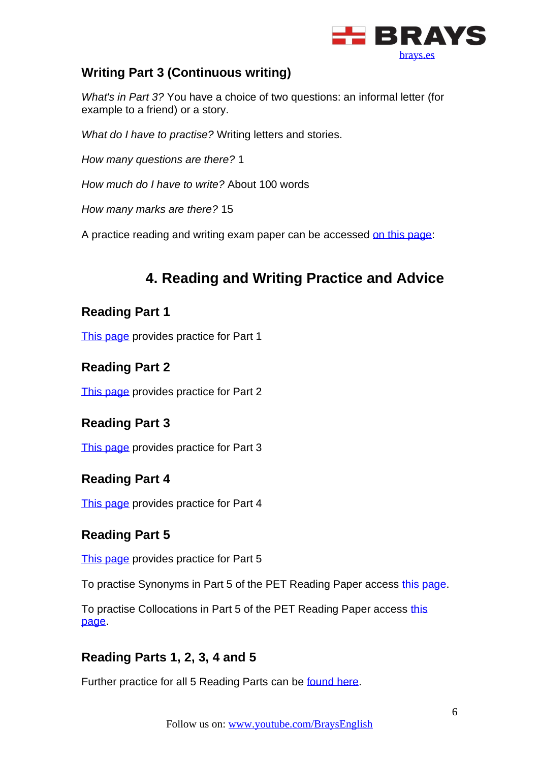### Writing Part 3 (Continuous writing)

*What's in Part 3?* You have a choice of two questions: an informal letter (for example to a friend) or a story.

*What do I have to practise?* Writing letters and stories.

*How many questions are there?* 1

*How much do I have to write?* About 100 words

*How many marks are there?* 15

A practice reading and writing exam paper can be accessed on this page:

## 4. Reading and Writing Practice and Advice

### Reading Part 1

This page provides practice for Part 1

### Reading Part 2

This page provides practice for Part 2

### Reading Part 3

This page provides practice for Part 3

### Reading Part 4

This page provides practice for Part 4

### Reading Part 5

This page provides practice for Part 5

To practise Synonyms in Part 5 of the PET Reading Paper access this page.

To practise Collocations in Part 5 of the PET Reading Paper access this page.

### Reading Parts 1, 2, 3, 4 and 5

Further practice for all 5 Reading Parts can be found here.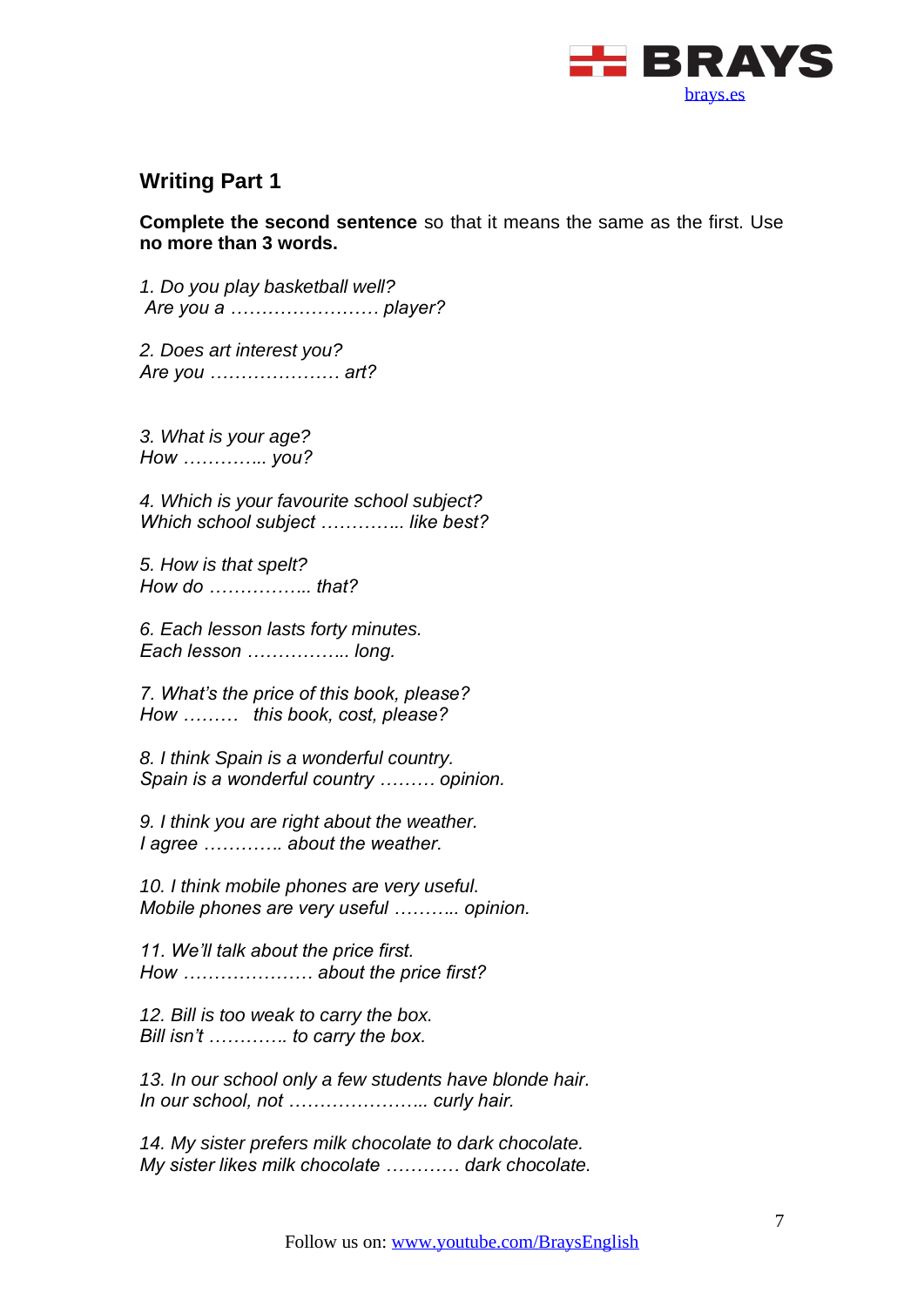## Writing Part 1

**Complete the second sentence** so that it means the same as the first. Use **no more than 3 words.**

*1. Do you play basketball well?*
*Are you a …………………… player?*

*2. Does art interest you?*
*Are you ………………… art?*

*3. What is your age?*
*How ………….. you?*

*4. Which is your favourite school subject?*
*Which school subject ………….. like best?*

*5. How is that spelt?*
*How do …………….. that?*

*6. Each lesson lasts forty minutes.*
*Each lesson …………….. long.*

*7. What's the price of this book, please?*
*How ……… this book, cost, please?*

*8. I think Spain is a wonderful country.*
*Spain is a wonderful country ……… opinion.*

*9. I think you are right about the weather.*
*I agree …………. about the weather.*

*10. I think mobile phones are very useful.*
*Mobile phones are very useful ……….. opinion.*

*11. We'll talk about the price first.*
*How ………………… about the price first?*

*12. Bill is too weak to carry the box.*
*Bill isn't …………. to carry the box.*

*13. In our school only a few students have blonde hair.*
*In our school, not ………………….. curly hair.*

*14. My sister prefers milk chocolate to dark chocolate.*
*My sister likes milk chocolate ………… dark chocolate.*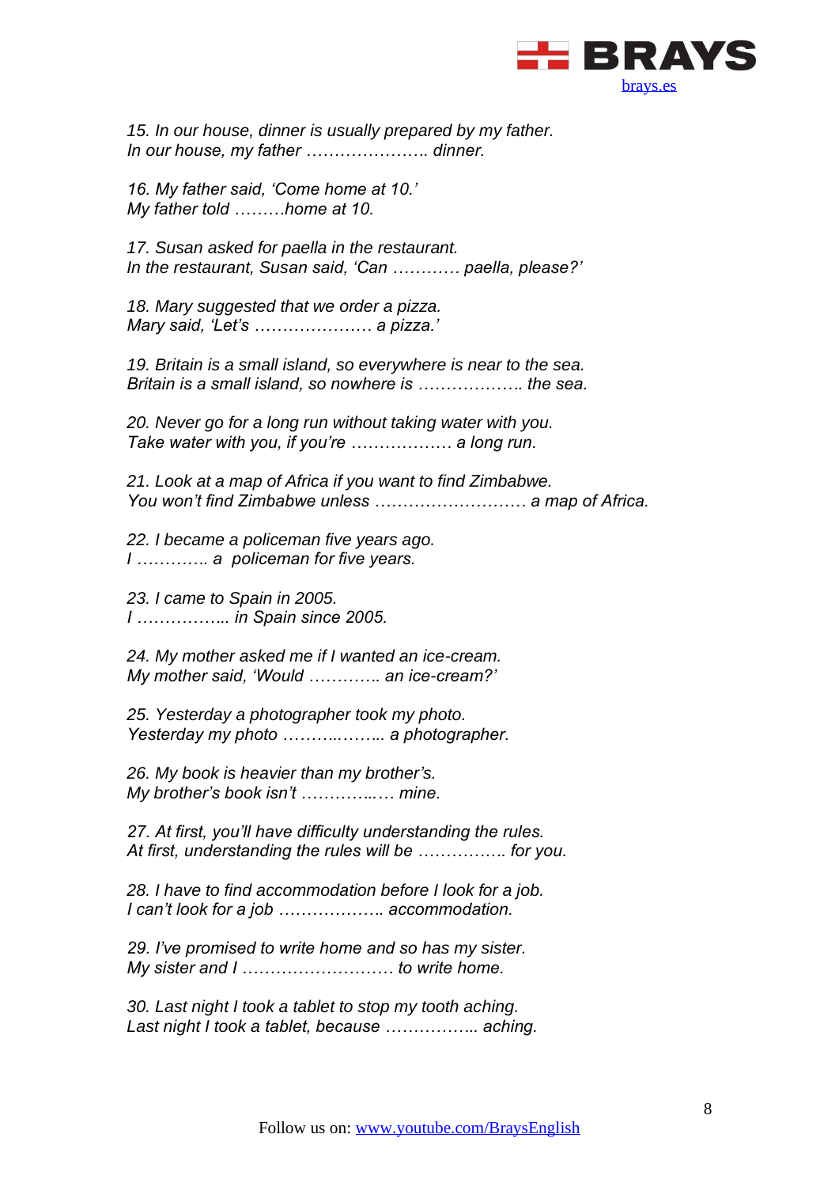*15. In our house, dinner is usually prepared by my father.*
*In our house, my father …………………. dinner.*

*16. My father said, 'Come home at 10.'*
*My father told ………home at 10.*

*17. Susan asked for paella in the restaurant.*
*In the restaurant, Susan said, 'Can ………… paella, please?'*

*18. Mary suggested that we order a pizza.*
*Mary said, 'Let's ………………… a pizza.'*

*19. Britain is a small island, so everywhere is near to the sea.*
*Britain is a small island, so nowhere is ………………. the sea.*

*20. Never go for a long run without taking water with you.*
*Take water with you, if you're ……………… a long run.*

*21. Look at a map of Africa if you want to find Zimbabwe.*
*You won't find Zimbabwe unless ……………………… a map of Africa.*

*22. I became a policeman five years ago.*
*I …………. a policeman for five years.*

*23. I came to Spain in 2005.*
*I …………….. in Spain since 2005.*

*24. My mother asked me if I wanted an ice-cream.*
*My mother said, 'Would …………. an ice-cream?'*

*25. Yesterday a photographer took my photo.*
*Yesterday my photo ………..…….. a photographer.*

*26. My book is heavier than my brother's.*
*My brother's book isn't …………..…. mine.*

*27. At first, you'll have difficulty understanding the rules.*
*At first, understanding the rules will be ……………. for you.*

*28. I have to find accommodation before I look for a job.*
*I can't look for a job ………………. accommodation.*

*29. I've promised to write home and so has my sister.*
*My sister and I ……………………… to write home.*

*30. Last night I took a tablet to stop my tooth aching.*
*Last night I took a tablet, because …………….. aching.*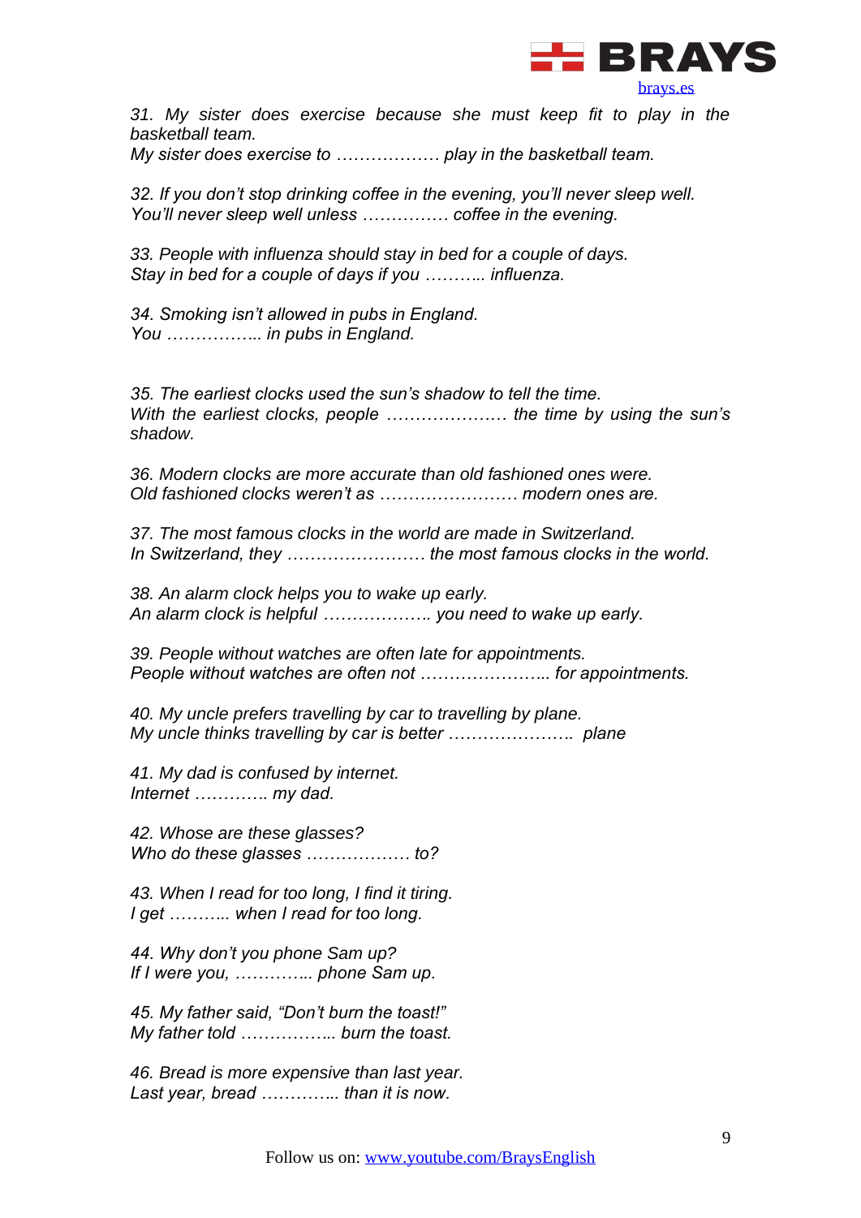*31. My sister does exercise because she must keep fit to play in the basketball team.*
*My sister does exercise to ……………… play in the basketball team.*

*32. If you don't stop drinking coffee in the evening, you'll never sleep well.*
*You'll never sleep well unless …………… coffee in the evening.*

*33. People with influenza should stay in bed for a couple of days.*
*Stay in bed for a couple of days if you ……….. influenza.*

*34. Smoking isn't allowed in pubs in England.*
*You …………….. in pubs in England.*

*35. The earliest clocks used the sun's shadow to tell the time.*
*With the earliest clocks, people ………………… the time by using the sun's shadow.*

*36. Modern clocks are more accurate than old fashioned ones were.*
*Old fashioned clocks weren't as …………………… modern ones are.*

*37. The most famous clocks in the world are made in Switzerland.*
*In Switzerland, they …………………… the most famous clocks in the world.*

*38. An alarm clock helps you to wake up early.*
*An alarm clock is helpful …………….. you need to wake up early.*

*39. People without watches are often late for appointments.*
*People without watches are often not ………………….. for appointments.*

*40. My uncle prefers travelling by car to travelling by plane.*
*My uncle thinks travelling by car is better …………………. plane*

*41. My dad is confused by internet.*
*Internet …………. my dad.*

*42. Whose are these glasses?*
*Who do these glasses ……………… to?*

*43. When I read for too long, I find it tiring.*
*I get ……….. when I read for too long.*

*44. Why don't you phone Sam up?*
*If I were you, ………….. phone Sam up.*

*45. My father said, "Don't burn the toast!"*
*My father told …………….. burn the toast.*

*46. Bread is more expensive than last year.*
*Last year, bread ………….. than it is now.*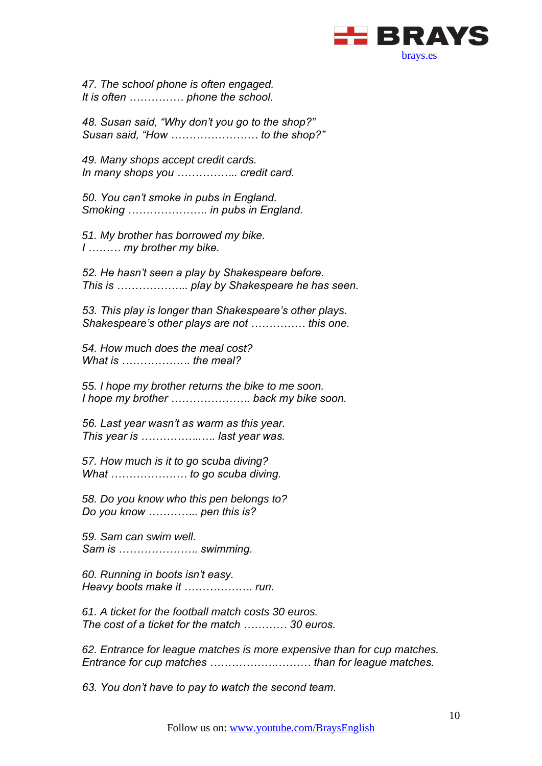*47. The school phone is often engaged.*
*It is often …………… phone the school.*

*48. Susan said, "Why don't you go to the shop?"*
*Susan said, "How …………………… to the shop?"*

*49. Many shops accept credit cards.*
*In many shops you …………….. credit card.*

*50. You can't smoke in pubs in England.*
*Smoking ………………… in pubs in England.*

*51. My brother has borrowed my bike.*
*I ……… my brother my bike.*

*52. He hasn't seen a play by Shakespeare before.*
*This is ……………….. play by Shakespeare he has seen.*

*53. This play is longer than Shakespeare's other plays.*
*Shakespeare's other plays are not …………… this one.*

*54. How much does the meal cost?*
*What is ………………. the meal?*

*55. I hope my brother returns the bike to me soon.*
*I hope my brother ………………… back my bike soon.*

*56. Last year wasn't as warm as this year.*
*This year is ……………..….. last year was.*

*57. How much is it to go scuba diving?*
*What ………………… to go scuba diving.*

*58. Do you know who this pen belongs to?*
*Do you know ………….. pen this is?*

*59. Sam can swim well.*
*Sam is …………………. swimming.*

*60. Running in boots isn't easy.*
*Heavy boots make it ………………. run.*

*61. A ticket for the football match costs 30 euros.*
*The cost of a ticket for the match ………… 30 euros.*

*62. Entrance for league matches is more expensive than for cup matches.*
*Entrance for cup matches ……………….……… than for league matches.*

*63. You don't have to pay to watch the second team.*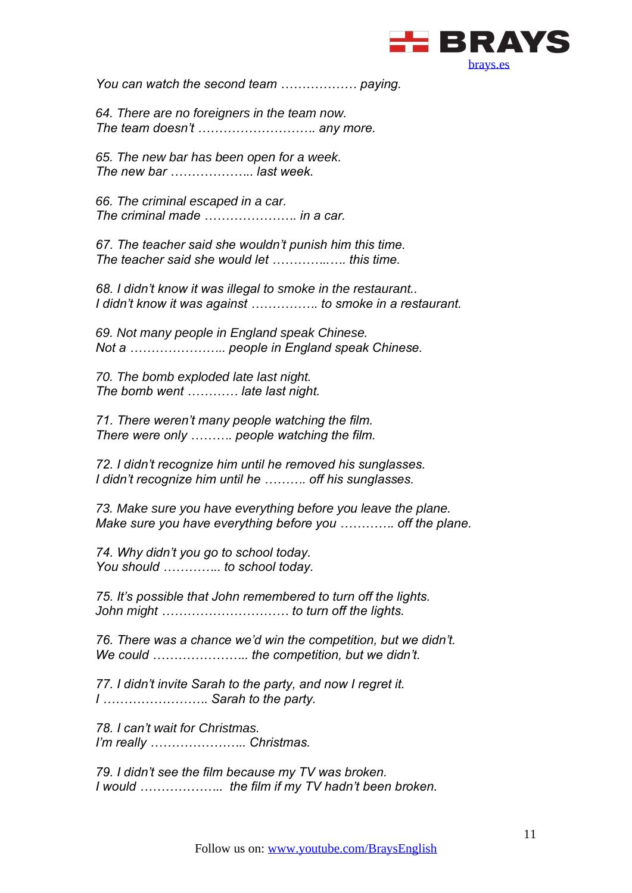*You can watch the second team ……………… paying.*

*64. There are no foreigners in the team now.*
*The team doesn't ……………………….. any more.*

*65. The new bar has been open for a week.*
*The new bar ………………... last week.*

*66. The criminal escaped in a car.*
*The criminal made ………………….. in a car.*

*67. The teacher said she wouldn't punish him this time.*
*The teacher said she would let …………..….. this time.*

*68. I didn't know it was illegal to smoke in the restaurant..*
*I didn't know it was against ……………. to smoke in a restaurant.*

*69. Not many people in England speak Chinese.*
*Not a …………………... people in England speak Chinese.*

*70. The bomb exploded late last night.*
*The bomb went ………… late last night.*

*71. There weren't many people watching the film.*
*There were only ………. people watching the film.*

*72. I didn't recognize him until he removed his sunglasses.*
*I didn't recognize him until he ………. off his sunglasses.*

*73. Make sure you have everything before you leave the plane.*
*Make sure you have everything before you ………….. off the plane.*

*74. Why didn't you go to school today.*
*You should ………….. to school today.*

*75. It's possible that John remembered to turn off the lights.*
*John might ………………………… to turn off the lights.*

*76. There was a chance we'd win the competition, but we didn't.*
*We could …………………... the competition, but we didn't.*

*77. I didn't invite Sarah to the party, and now I regret it.*
*I ……………………. Sarah to the party.*

*78. I can't wait for Christmas.*
*I'm really …………………... Christmas.*

*79. I didn't see the film because my TV was broken.*
*I would ………………..  the film if my TV hadn't been broken.*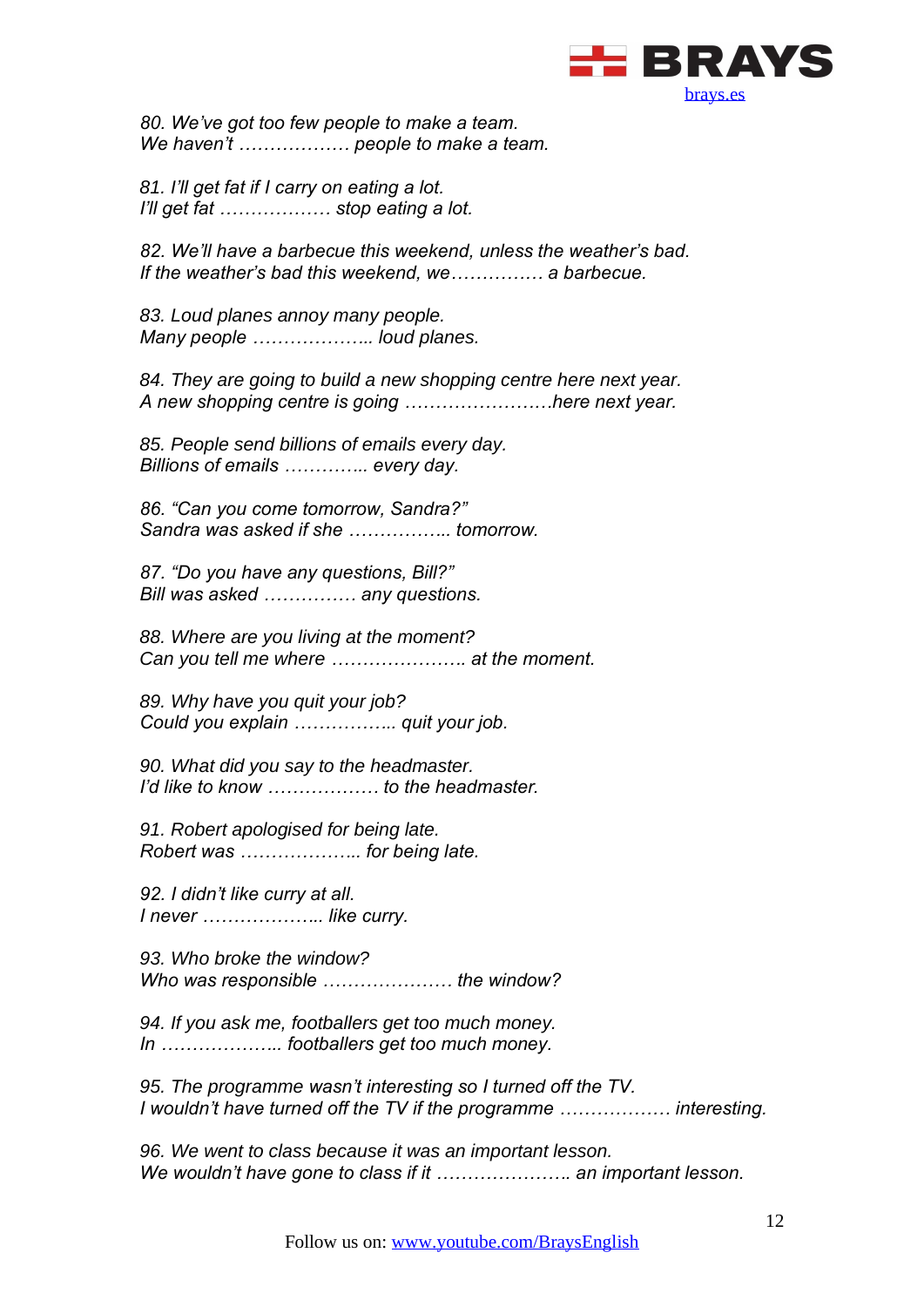*80. We've got too few people to make a team.*
*We haven't ……………… people to make a team.*

*81. I'll get fat if I carry on eating a lot.*
*I'll get fat ……………… stop eating a lot.*

*82. We'll have a barbecue this weekend, unless the weather's bad.*
*If the weather's bad this weekend, we…………… a barbecue.*

*83. Loud planes annoy many people.*
*Many people ……………….. loud planes.*

*84. They are going to build a new shopping centre here next year.*
*A new shopping centre is going ……………………here next year.*

*85. People send billions of emails every day.*
*Billions of emails ………….. every day.*

*86. "Can you come tomorrow, Sandra?"*
*Sandra was asked if she …………….. tomorrow.*

*87. "Do you have any questions, Bill?"*
*Bill was asked …………… any questions.*

*88. Where are you living at the moment?*
*Can you tell me where ………………….. at the moment.*

*89. Why have you quit your job?*
*Could you explain …………….. quit your job.*

*90. What did you say to the headmaster.*
*I'd like to know ……………… to the headmaster.*

*91. Robert apologised for being late.*
*Robert was ……………….. for being late.*

*92. I didn't like curry at all.*
*I never ……………….. like curry.*

*93. Who broke the window?*
*Who was responsible ………………… the window?*

*94. If you ask me, footballers get too much money.*
*In ……………….. footballers get too much money.*

*95. The programme wasn't interesting so I turned off the TV.*
*I wouldn't have turned off the TV if the programme ……………… interesting.*

*96. We went to class because it was an important lesson.*
*We wouldn't have gone to class if it ………………….. an important lesson.*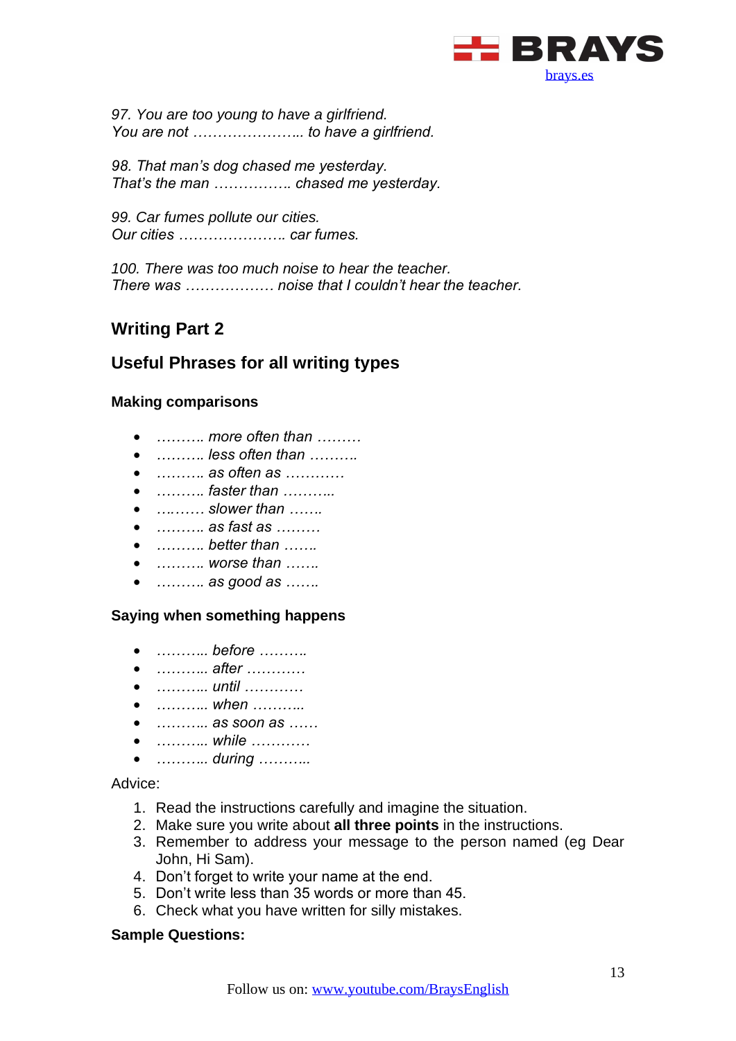*97. You are too young to have a girlfriend.*
*You are not ………………….. to have a girlfriend.*

*98. That man's dog chased me yesterday.*
*That's the man ……………. chased me yesterday.*

*99. Car fumes pollute our cities.*
*Our cities …………………. car fumes.*

*100. There was too much noise to hear the teacher.*
*There was ……………… noise that I couldn't hear the teacher.*

## Writing Part 2

## Useful Phrases for all writing types

### Making comparisons

- *………. more often than ………*
- *………. less often than ……….*
- *………. as often as …………*
- *………. faster than ………..*
- *….……. slower than …….*
- *………. as fast as ………*
- *………. better than …….*
- *………. worse than …….*
- *………. as good as …….*

### Saying when something happens

- *……….. before ……….*
- *……….. after …………*
- *……….. until …………*
- *……….. when ………..*
- *……….. as soon as ……*
- *……….. while …………*
- *……….. during ………..*

Advice:

1. Read the instructions carefully and imagine the situation.
2. Make sure you write about **all three points** in the instructions.
3. Remember to address your message to the person named (eg Dear John, Hi Sam).
4. Don't forget to write your name at the end.
5. Don't write less than 35 words or more than 45.
6. Check what you have written for silly mistakes.

**Sample Questions:**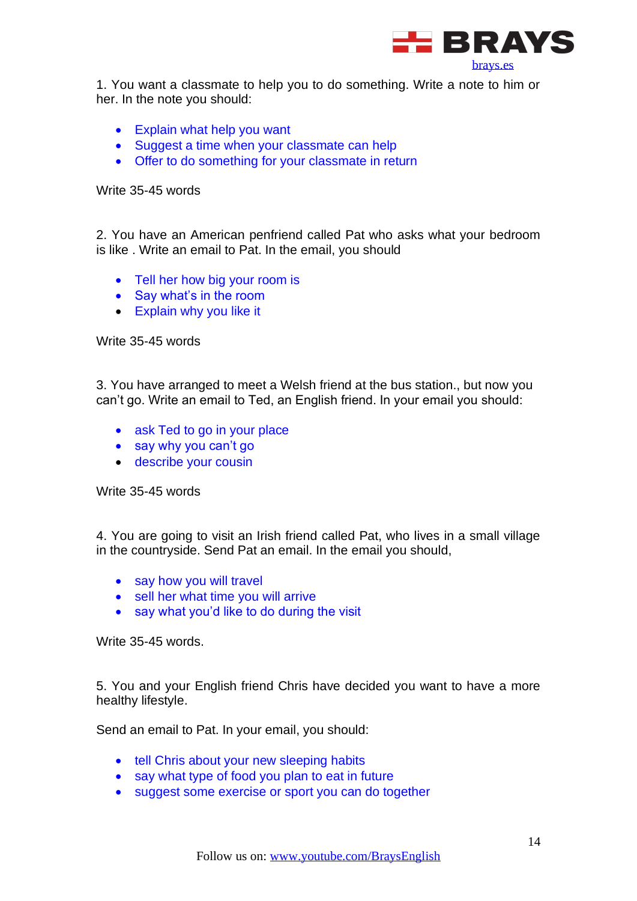1. You want a classmate to help you to do something. Write a note to him or her. In the note you should:

- Explain what help you want
- Suggest a time when your classmate can help
- Offer to do something for your classmate in return

Write 35-45 words

2. You have an American penfriend called Pat who asks what your bedroom is like . Write an email to Pat. In the email, you should

- Tell her how big your room is
- Say what's in the room
- Explain why you like it

Write 35-45 words

3. You have arranged to meet a Welsh friend at the bus station., but now you can't go. Write an email to Ted, an English friend. In your email you should:

- ask Ted to go in your place
- say why you can't go
- describe your cousin

Write 35-45 words

4. You are going to visit an Irish friend called Pat, who lives in a small village in the countryside. Send Pat an email. In the email you should,

- say how you will travel
- sell her what time you will arrive
- say what you'd like to do during the visit

Write 35-45 words.

5. You and your English friend Chris have decided you want to have a more healthy lifestyle.

Send an email to Pat. In your email, you should:

- tell Chris about your new sleeping habits
- say what type of food you plan to eat in future
- suggest some exercise or sport you can do together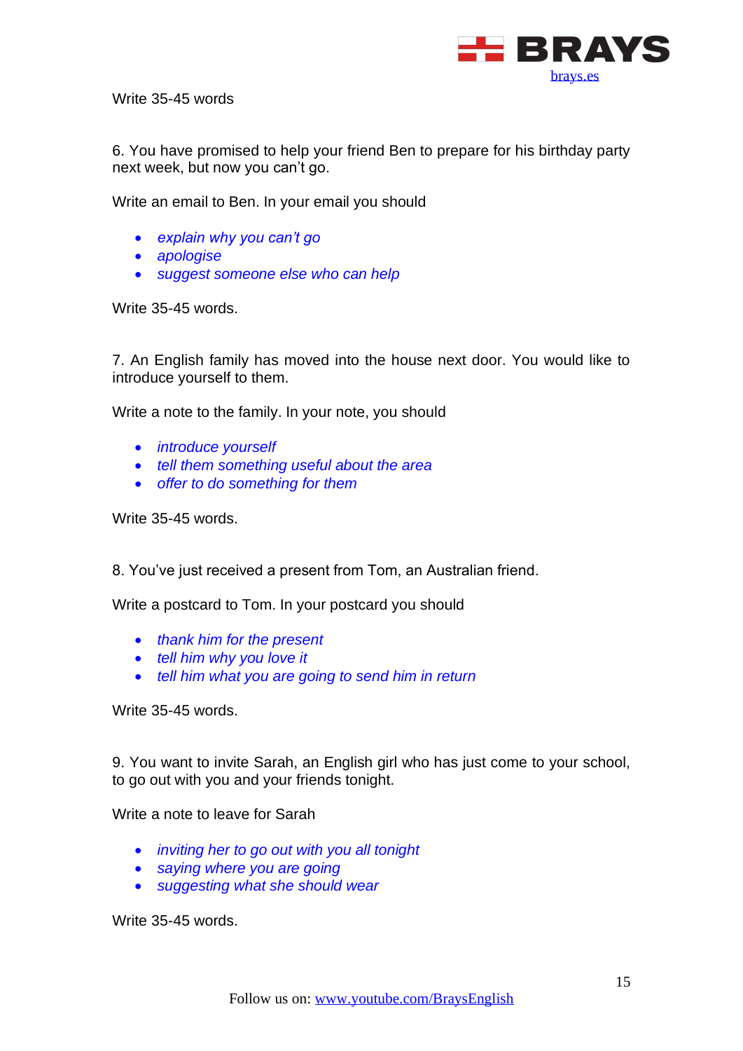Write 35-45 words

6. You have promised to help your friend Ben to prepare for his birthday party next week, but now you can't go.

Write an email to Ben. In your email you should

- *explain why you can't go*
- *apologise*
- *suggest someone else who can help*

Write 35-45 words.

7. An English family has moved into the house next door. You would like to introduce yourself to them.

Write a note to the family. In your note, you should

- *introduce yourself*
- *tell them something useful about the area*
- *offer to do something for them*

Write 35-45 words.

8. You've just received a present from Tom, an Australian friend.

Write a postcard to Tom. In your postcard you should

- *thank him for the present*
- *tell him why you love it*
- *tell him what you are going to send him in return*

Write 35-45 words.

9. You want to invite Sarah, an English girl who has just come to your school, to go out with you and your friends tonight.

Write a note to leave for Sarah

- *inviting her to go out with you all tonight*
- *saying where you are going*
- *suggesting what she should wear*

Write 35-45 words.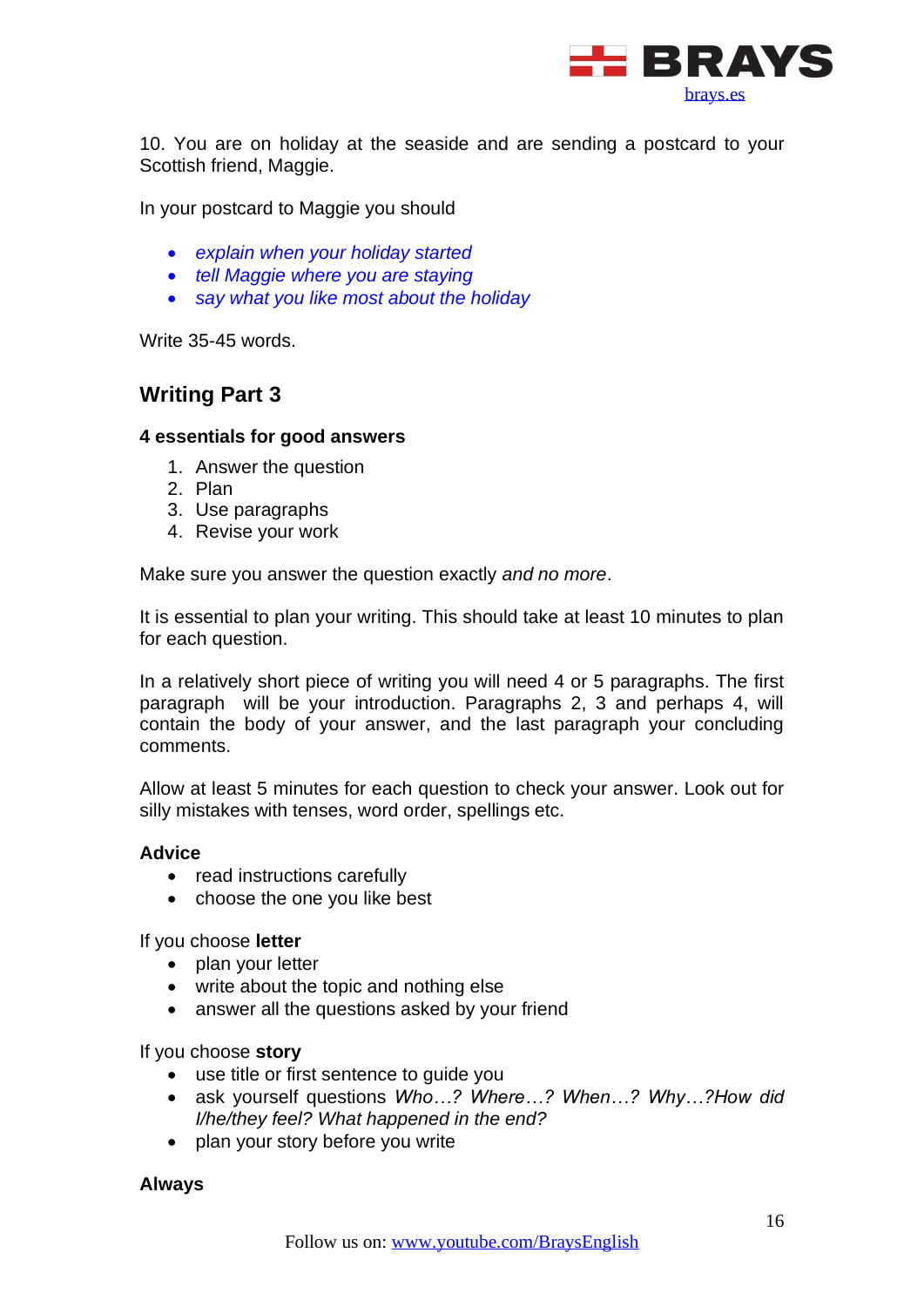10. You are on holiday at the seaside and are sending a postcard to your Scottish friend, Maggie.

In your postcard to Maggie you should

- *explain when your holiday started*
- *tell Maggie where you are staying*
- *say what you like most about the holiday*

Write 35-45 words.

## Writing Part 3

**4 essentials for good answers**

1. Answer the question
2. Plan
3. Use paragraphs
4. Revise your work

Make sure you answer the question exactly *and no more*.

It is essential to plan your writing. This should take at least 10 minutes to plan for each question.

In a relatively short piece of writing you will need 4 or 5 paragraphs. The first paragraph will be your introduction. Paragraphs 2, 3 and perhaps 4, will contain the body of your answer, and the last paragraph your concluding comments.

Allow at least 5 minutes for each question to check your answer. Look out for silly mistakes with tenses, word order, spellings etc.

**Advice**

- read instructions carefully
- choose the one you like best

If you choose **letter**

- plan your letter
- write about the topic and nothing else
- answer all the questions asked by your friend

If you choose **story**

- use title or first sentence to guide you
- ask yourself questions *Who…? Where…? When…? Why…?How did I/he/they feel? What happened in the end?*
- plan your story before you write

**Always**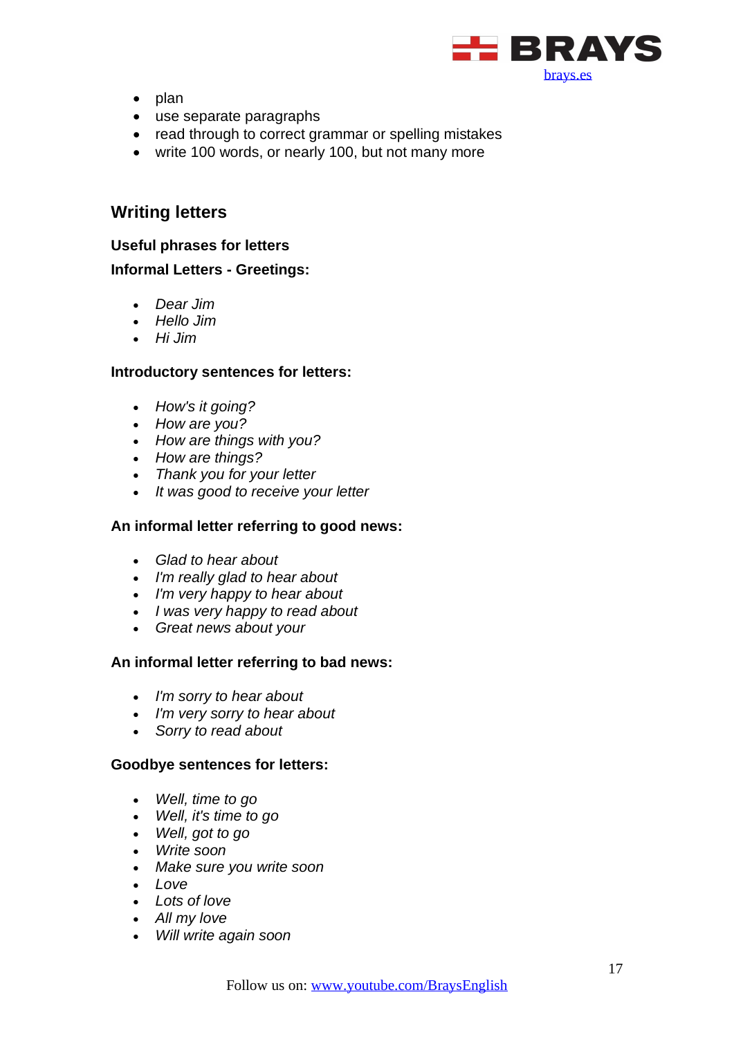- plan
- use separate paragraphs
- read through to correct grammar or spelling mistakes
- write 100 words, or nearly 100, but not many more

## Writing letters

**Useful phrases for letters**

**Informal Letters - Greetings:**

- *Dear Jim*
- *Hello Jim*
- *Hi Jim*

**Introductory sentences for letters:**

- *How's it going?*
- *How are you?*
- *How are things with you?*
- *How are things?*
- *Thank you for your letter*
- *It was good to receive your letter*

**An informal letter referring to good news:**

- *Glad to hear about*
- *I'm really glad to hear about*
- *I'm very happy to hear about*
- *I was very happy to read about*
- *Great news about your*

**An informal letter referring to bad news:**

- *I'm sorry to hear about*
- *I'm very sorry to hear about*
- *Sorry to read about*

**Goodbye sentences for letters:**

- *Well, time to go*
- *Well, it's time to go*
- *Well, got to go*
- *Write soon*
- *Make sure you write soon*
- *Love*
- *Lots of love*
- *All my love*
- *Will write again soon*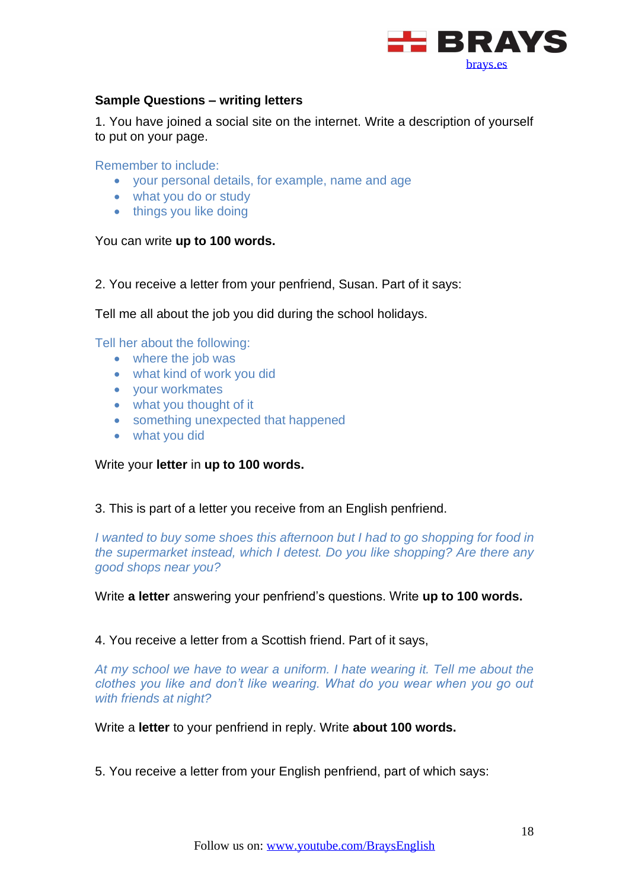**Sample Questions – writing letters**

1. You have joined a social site on the internet. Write a description of yourself to put on your page.

Remember to include:

- your personal details, for example, name and age
- what you do or study
- things you like doing

You can write **up to 100 words.**

2. You receive a letter from your penfriend, Susan. Part of it says:

Tell me all about the job you did during the school holidays.

Tell her about the following:

- where the job was
- what kind of work you did
- your workmates
- what you thought of it
- something unexpected that happened
- what you did

Write your **letter** in **up to 100 words.**

3. This is part of a letter you receive from an English penfriend.

*I wanted to buy some shoes this afternoon but I had to go shopping for food in the supermarket instead, which I detest. Do you like shopping? Are there any good shops near you?*

Write **a letter** answering your penfriend's questions. Write **up to 100 words.**

4. You receive a letter from a Scottish friend. Part of it says,

*At my school we have to wear a uniform. I hate wearing it. Tell me about the clothes you like and don't like wearing. What do you wear when you go out with friends at night?*

Write a **letter** to your penfriend in reply. Write **about 100 words.**

5. You receive a letter from your English penfriend, part of which says: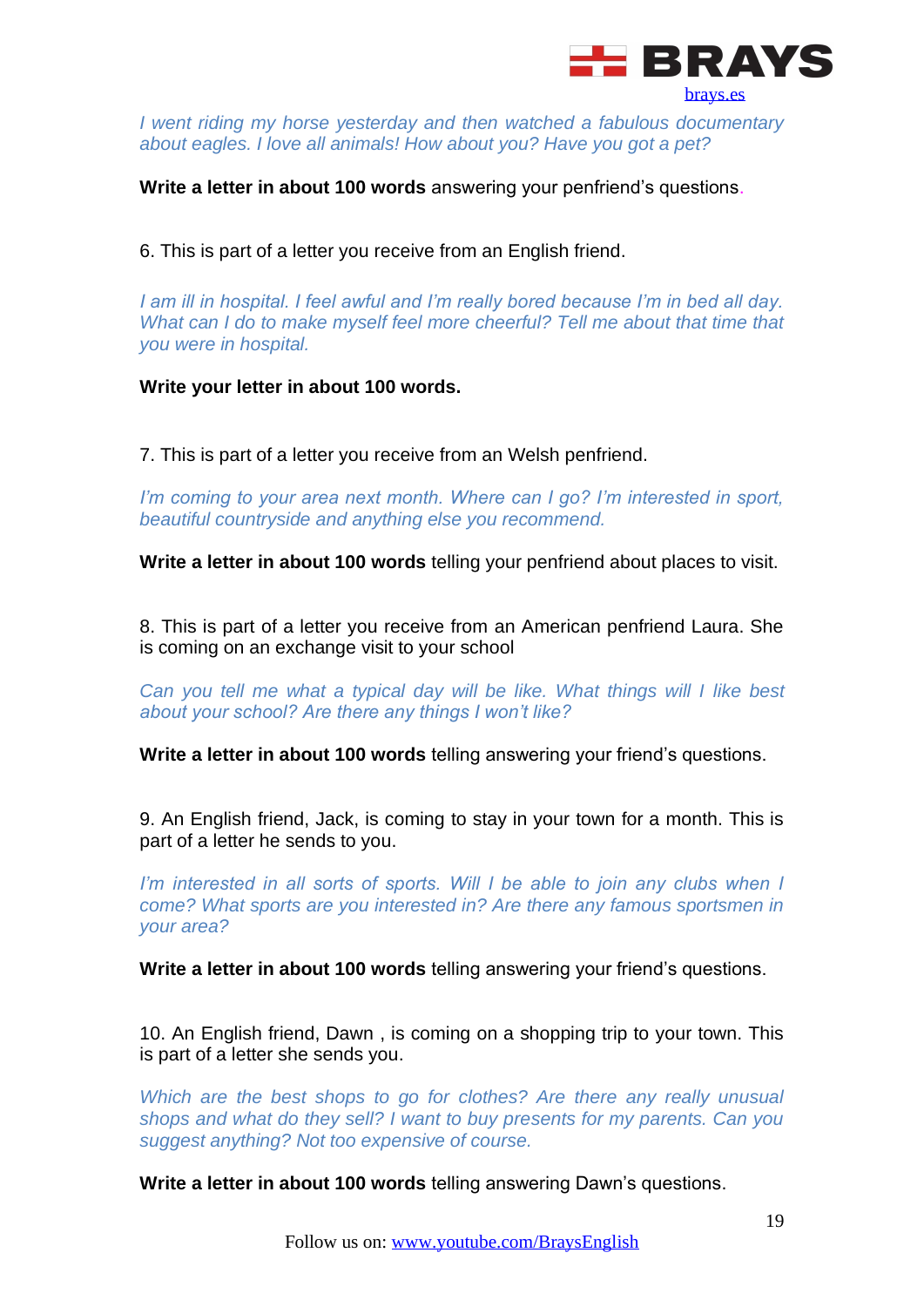*I went riding my horse yesterday and then watched a fabulous documentary about eagles. I love all animals! How about you? Have you got a pet?*

**Write a letter in about 100 words** answering your penfriend's questions.

6. This is part of a letter you receive from an English friend.

*I am ill in hospital. I feel awful and I'm really bored because I'm in bed all day. What can I do to make myself feel more cheerful? Tell me about that time that you were in hospital.*

**Write your letter in about 100 words.**

7. This is part of a letter you receive from an Welsh penfriend.

*I'm coming to your area next month. Where can I go? I'm interested in sport, beautiful countryside and anything else you recommend.*

**Write a letter in about 100 words** telling your penfriend about places to visit.

8. This is part of a letter you receive from an American penfriend Laura. She is coming on an exchange visit to your school

*Can you tell me what a typical day will be like. What things will I like best about your school? Are there any things I won't like?*

**Write a letter in about 100 words** telling answering your friend's questions.

9. An English friend, Jack, is coming to stay in your town for a month. This is part of a letter he sends to you.

*I'm interested in all sorts of sports. Will I be able to join any clubs when I come? What sports are you interested in? Are there any famous sportsmen in your area?*

**Write a letter in about 100 words** telling answering your friend's questions.

10. An English friend, Dawn , is coming on a shopping trip to your town. This is part of a letter she sends you.

*Which are the best shops to go for clothes? Are there any really unusual shops and what do they sell? I want to buy presents for my parents. Can you suggest anything? Not too expensive of course.*

**Write a letter in about 100 words** telling answering Dawn's questions.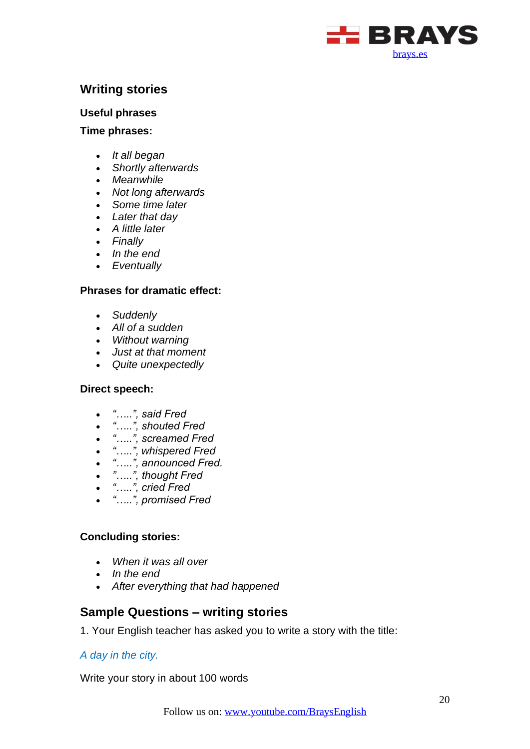## Writing stories

### Useful phrases

**Time phrases:**

- *It all began*
- *Shortly afterwards*
- *Meanwhile*
- *Not long afterwards*
- *Some time later*
- *Later that day*
- *A little later*
- *Finally*
- *In the end*
- *Eventually*

**Phrases for dramatic effect:**

- *Suddenly*
- *All of a sudden*
- *Without warning*
- *Just at that moment*
- *Quite unexpectedly*

**Direct speech:**

- *"…..", said Fred*
- *"…..", shouted Fred*
- *"…..", screamed Fred*
- *"…..", whispered Fred*
- *"…..", announced Fred.*
- *"…..", thought Fred*
- *"…..", cried Fred*
- *"…..", promised Fred*

**Concluding stories:**

- *When it was all over*
- *In the end*
- *After everything that had happened*

## Sample Questions – writing stories

1. Your English teacher has asked you to write a story with the title:

*A day in the city.*

Write your story in about 100 words

Follow us on: www.youtube.com/BraysEnglish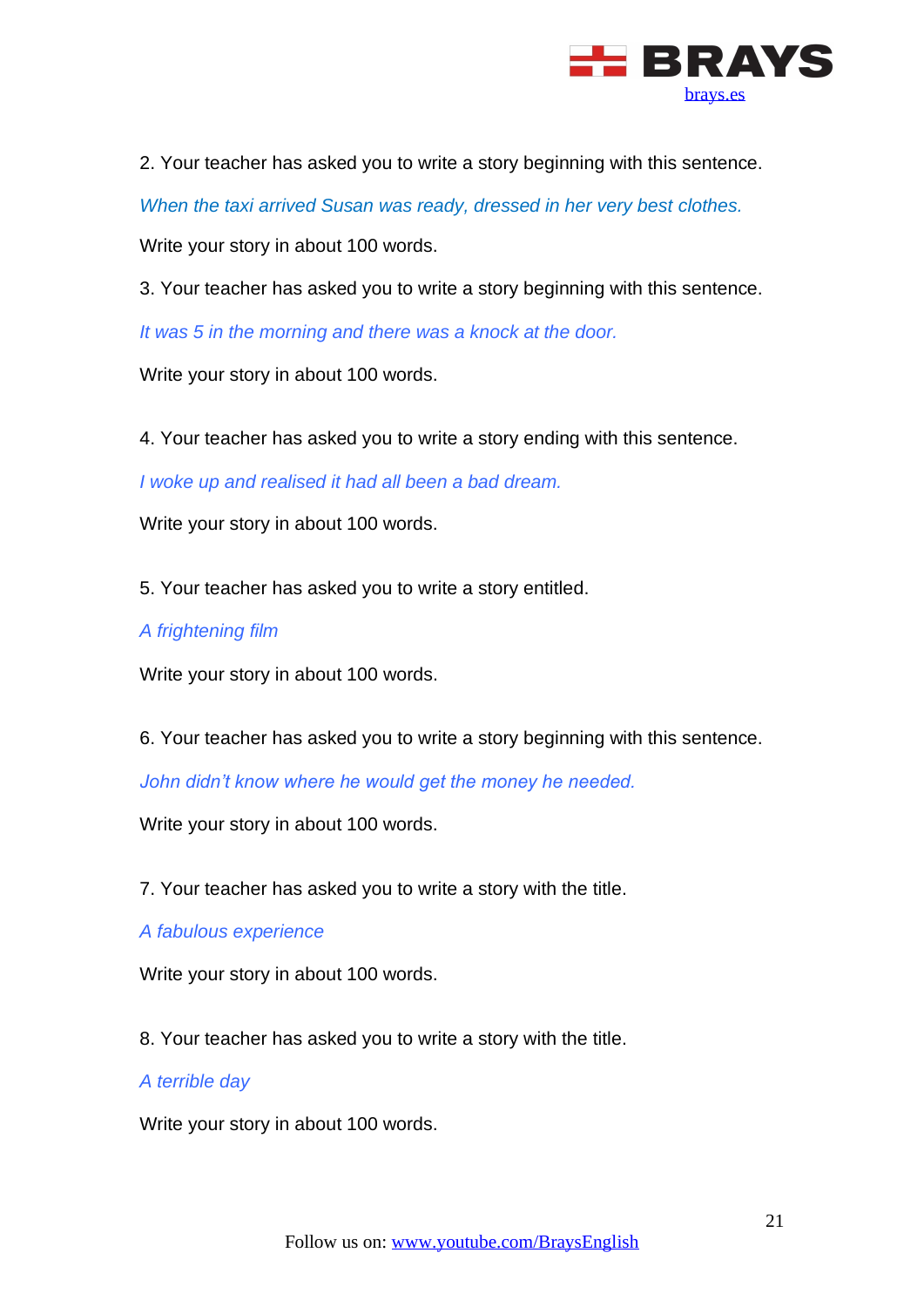2. Your teacher has asked you to write a story beginning with this sentence.

*When the taxi arrived Susan was ready, dressed in her very best clothes.*

Write your story in about 100 words.

3. Your teacher has asked you to write a story beginning with this sentence.

*It was 5 in the morning and there was a knock at the door.*

Write your story in about 100 words.

4. Your teacher has asked you to write a story ending with this sentence.

*I woke up and realised it had all been a bad dream.*

Write your story in about 100 words.

5. Your teacher has asked you to write a story entitled.

*A frightening film*

Write your story in about 100 words.

6. Your teacher has asked you to write a story beginning with this sentence.

*John didn't know where he would get the money he needed.*

Write your story in about 100 words.

7. Your teacher has asked you to write a story with the title.

*A fabulous experience*

Write your story in about 100 words.

8. Your teacher has asked you to write a story with the title.

*A terrible day*

Write your story in about 100 words.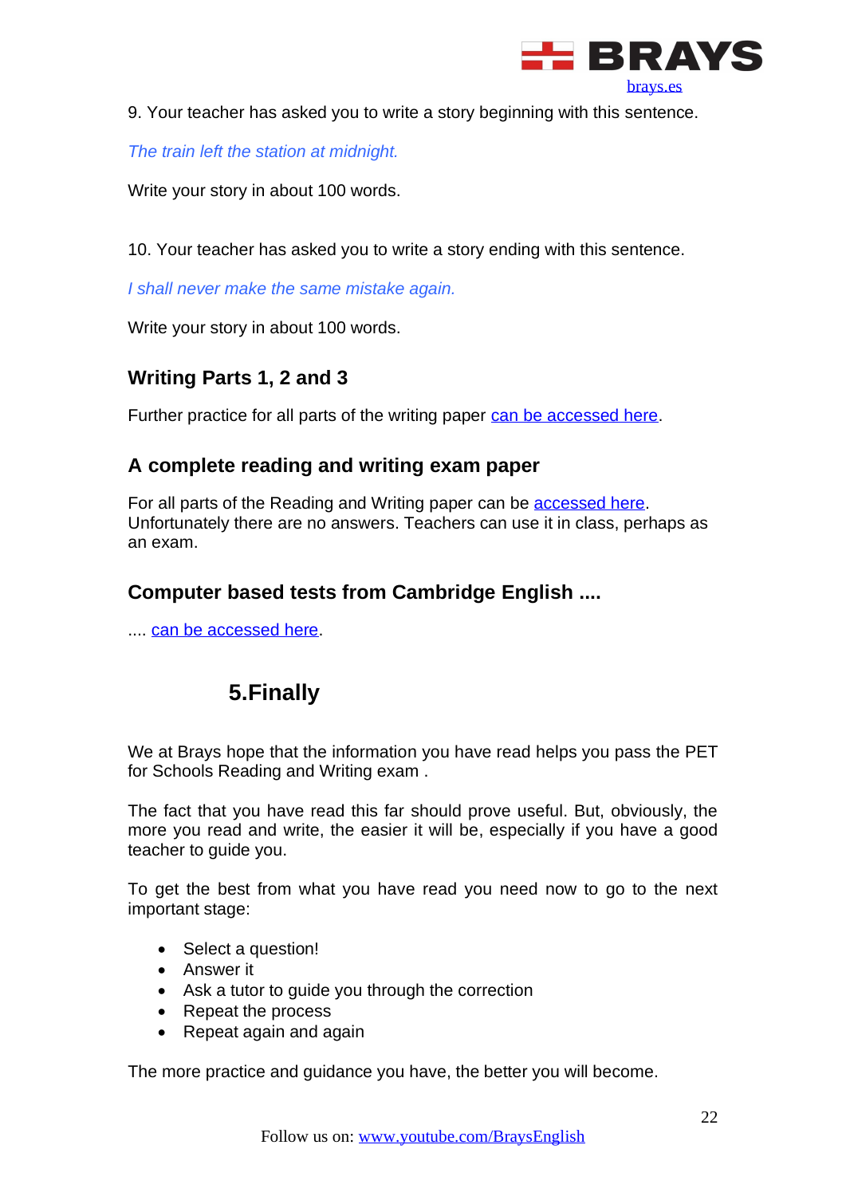9. Your teacher has asked you to write a story beginning with this sentence.

*The train left the station at midnight.*

Write your story in about 100 words.

10. Your teacher has asked you to write a story ending with this sentence.

*I shall never make the same mistake again.*

Write your story in about 100 words.

### Writing Parts 1, 2 and 3

Further practice for all parts of the writing paper can be accessed here.

### A complete reading and writing exam paper

For all parts of the Reading and Writing paper can be accessed here. Unfortunately there are no answers. Teachers can use it in class, perhaps as an exam.

### Computer based tests from Cambridge English ....

.... can be accessed here.

## 5.Finally

We at Brays hope that the information you have read helps you pass the PET for Schools Reading and Writing exam .

The fact that you have read this far should prove useful. But, obviously, the more you read and write, the easier it will be, especially if you have a good teacher to guide you.

To get the best from what you have read you need now to go to the next important stage:

- Select a question!
- Answer it
- Ask a tutor to guide you through the correction
- Repeat the process
- Repeat again and again

The more practice and guidance you have, the better you will become.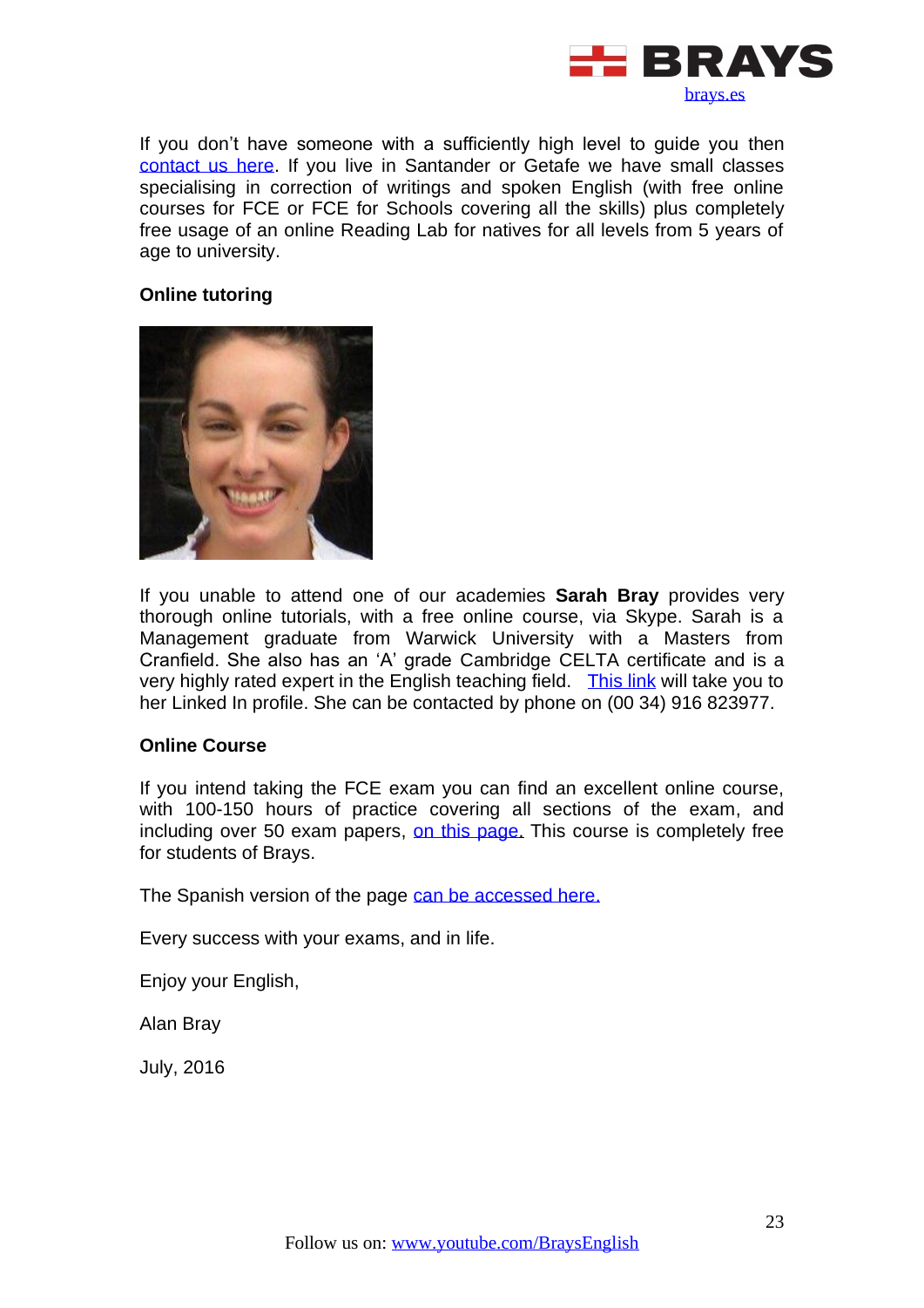If you don't have someone with a sufficiently high level to guide you then [contact us here](#). If you live in Santander or Getafe we have small classes specialising in correction of writings and spoken English (with free online courses for FCE or FCE for Schools covering all the skills) plus completely free usage of an online Reading Lab for natives for all levels from 5 years of age to university.

**Online tutoring**

If you unable to attend one of our academies **Sarah Bray** provides very thorough online tutorials, with a free online course, via Skype. Sarah is a Management graduate from Warwick University with a Masters from Cranfield. She also has an 'A' grade Cambridge CELTA certificate and is a very highly rated expert in the English teaching field. [This link](#) will take you to her Linked In profile. She can be contacted by phone on (00 34) 916 823977.

**Online Course**

If you intend taking the FCE exam you can find an excellent online course, with 100-150 hours of practice covering all sections of the exam, and including over 50 exam papers, [on this page.](#) This course is completely free for students of Brays.

The Spanish version of the page [can be accessed here.](#)

Every success with your exams, and in life.

Enjoy your English,

Alan Bray

July, 2016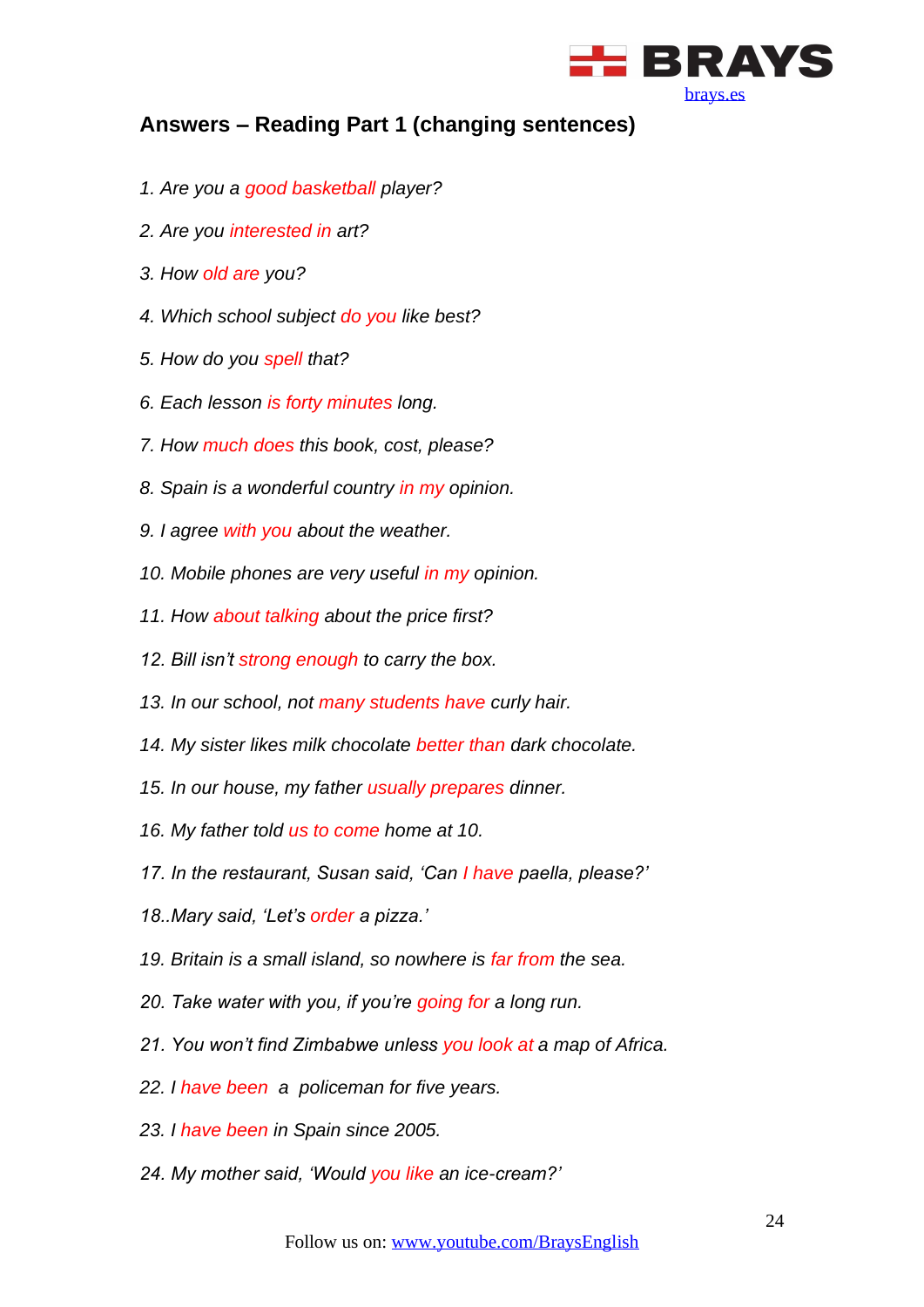## Answers – Reading Part 1 (changing sentences)

1. *Are you a good basketball player?*

2. *Are you interested in art?*

3. *How old are you?*

4. *Which school subject do you like best?*

5. *How do you spell that?*

6. *Each lesson is forty minutes long.*

7. *How much does this book, cost, please?*

8. *Spain is a wonderful country in my opinion.*

9. *I agree with you about the weather.*

10. *Mobile phones are very useful in my opinion.*

11. *How about talking about the price first?*

12. *Bill isn't strong enough to carry the box.*

13. *In our school, not many students have curly hair.*

14. *My sister likes milk chocolate better than dark chocolate.*

15. *In our house, my father usually prepares dinner.*

16. *My father told us to come home at 10.*

17. *In the restaurant, Susan said, 'Can I have paella, please?'*

18. *Mary said, 'Let's order a pizza.'*

19. *Britain is a small island, so nowhere is far from the sea.*

20. *Take water with you, if you're going for a long run.*

21. *You won't find Zimbabwe unless you look at a map of Africa.*

22. *I have been a policeman for five years.*

23. *I have been in Spain since 2005.*

24. *My mother said, 'Would you like an ice-cream?'*

Follow us on: www.youtube.com/BraysEnglish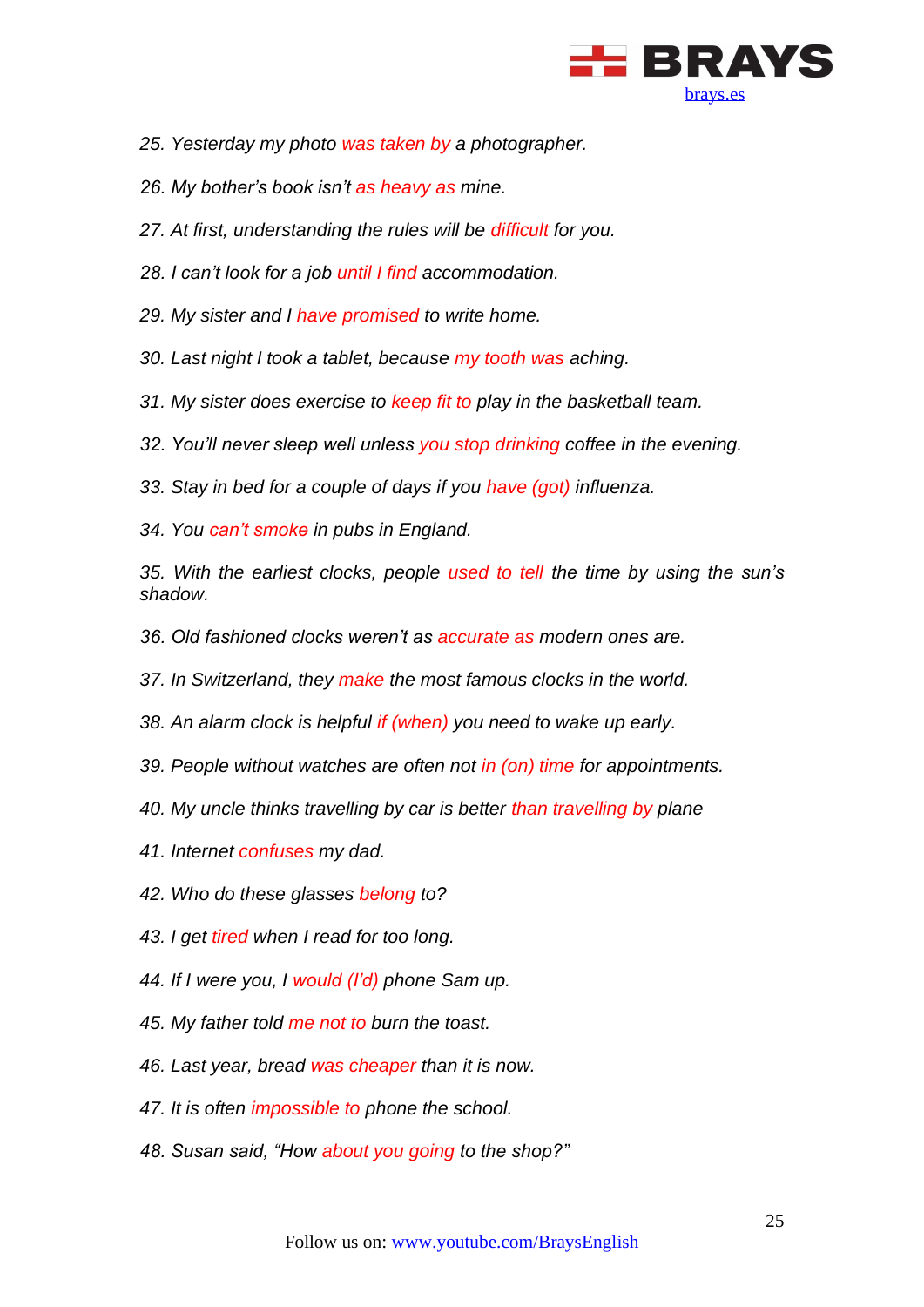*25. Yesterday my photo was taken by a photographer.*

*26. My bother's book isn't as heavy as mine.*

*27. At first, understanding the rules will be difficult for you.*

*28. I can't look for a job until I find accommodation.*

*29. My sister and I have promised to write home.*

*30. Last night I took a tablet, because my tooth was aching.*

*31. My sister does exercise to keep fit to play in the basketball team.*

*32. You'll never sleep well unless you stop drinking coffee in the evening.*

*33. Stay in bed for a couple of days if you have (got) influenza.*

*34. You can't smoke in pubs in England.*

*35. With the earliest clocks, people used to tell the time by using the sun's shadow.*

*36. Old fashioned clocks weren't as accurate as modern ones are.*

*37. In Switzerland, they make the most famous clocks in the world.*

*38. An alarm clock is helpful if (when) you need to wake up early.*

*39. People without watches are often not in (on) time for appointments.*

*40. My uncle thinks travelling by car is better than travelling by plane*

*41. Internet confuses my dad.*

*42. Who do these glasses belong to?*

*43. I get tired when I read for too long.*

*44. If I were you, I would (I'd) phone Sam up.*

*45. My father told me not to burn the toast.*

*46. Last year, bread was cheaper than it is now.*

*47. It is often impossible to phone the school.*

*48. Susan said, "How about you going to the shop?"*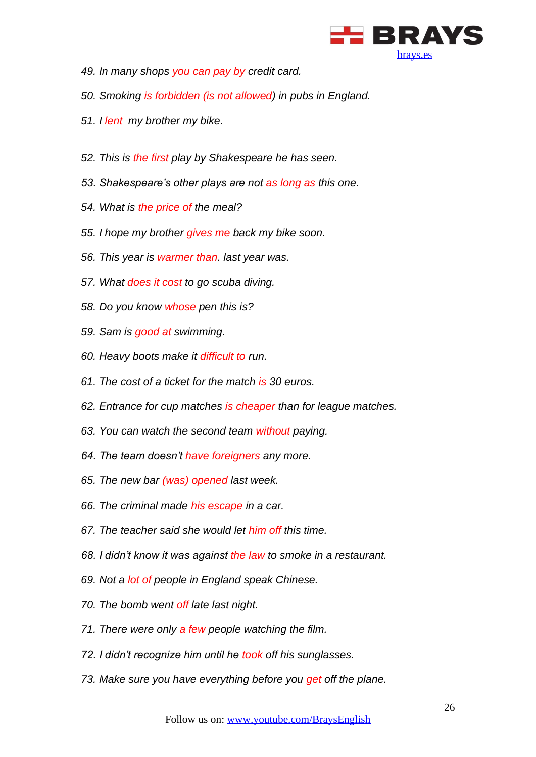*49. In many shops you can pay by credit card.*

*50. Smoking is forbidden (is not allowed) in pubs in England.*

*51. I lent my brother my bike.*

*52. This is the first play by Shakespeare he has seen.*

*53. Shakespeare's other plays are not as long as this one.*

*54. What is the price of the meal?*

*55. I hope my brother gives me back my bike soon.*

*56. This year is warmer than. last year was.*

*57. What does it cost to go scuba diving.*

*58. Do you know whose pen this is?*

*59. Sam is good at swimming.*

*60. Heavy boots make it difficult to run.*

*61. The cost of a ticket for the match is 30 euros.*

*62. Entrance for cup matches is cheaper than for league matches.*

*63. You can watch the second team without paying.*

*64. The team doesn't have foreigners any more.*

*65. The new bar (was) opened last week.*

*66. The criminal made his escape in a car.*

*67. The teacher said she would let him off this time.*

*68. I didn't know it was against the law to smoke in a restaurant.*

*69. Not a lot of people in England speak Chinese.*

*70. The bomb went off late last night.*

*71. There were only a few people watching the film.*

*72. I didn't recognize him until he took off his sunglasses.*

*73. Make sure you have everything before you get off the plane.*

Follow us on: www.youtube.com/BraysEnglish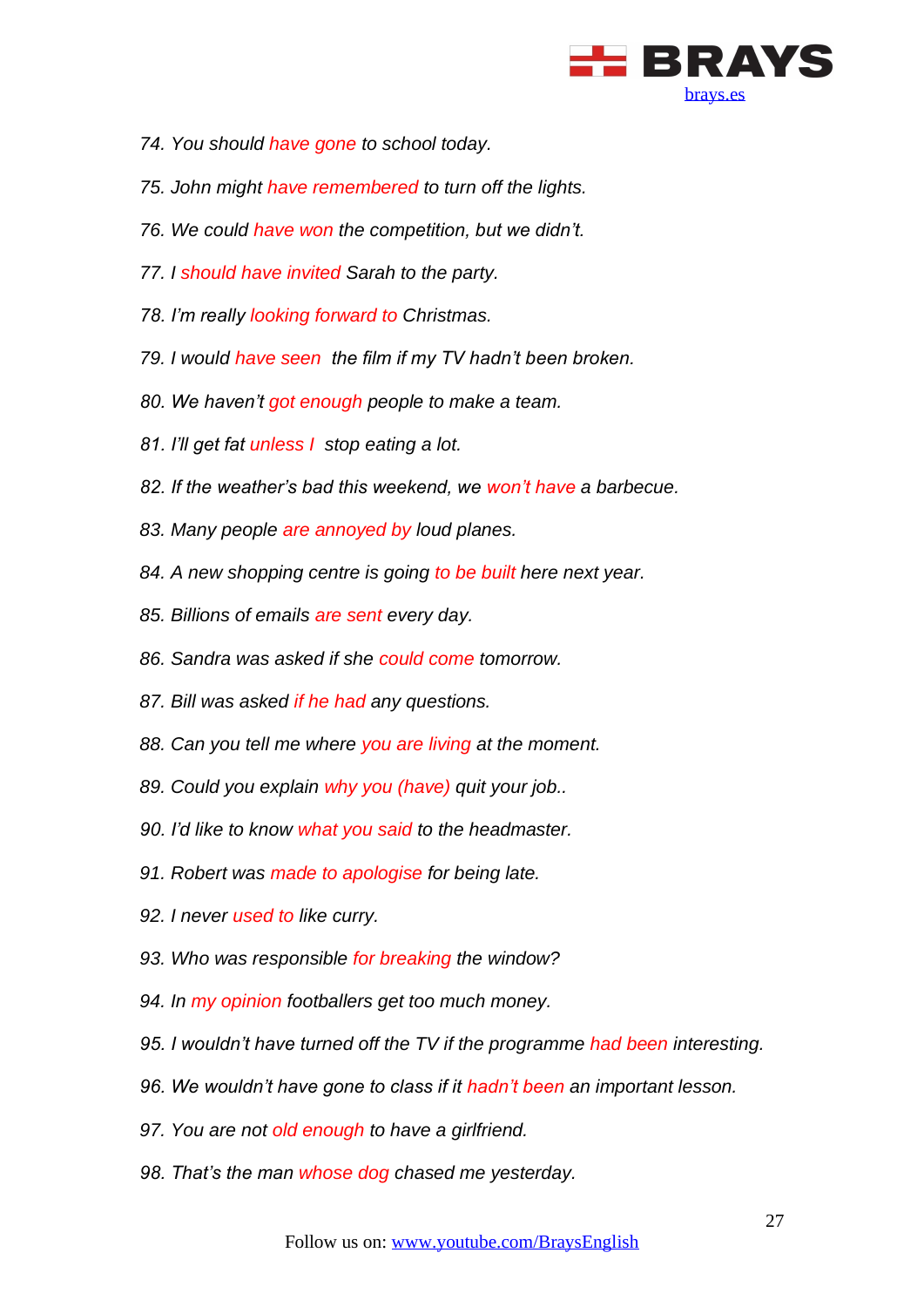*74. You should have gone to school today.*

*75. John might have remembered to turn off the lights.*

*76. We could have won the competition, but we didn't.*

*77. I should have invited Sarah to the party.*

*78. I'm really looking forward to Christmas.*

*79. I would have seen  the film if my TV hadn't been broken.*

*80. We haven't got enough people to make a team.*

*81. I'll get fat unless I  stop eating a lot.*

*82. If the weather's bad this weekend, we won't have a barbecue.*

*83. Many people are annoyed by loud planes.*

*84. A new shopping centre is going to be built here next year.*

*85. Billions of emails are sent every day.*

*86. Sandra was asked if she could come tomorrow.*

*87. Bill was asked if he had any questions.*

*88. Can you tell me where you are living at the moment.*

*89. Could you explain why you (have) quit your job..*

*90. I'd like to know what you said to the headmaster.*

*91. Robert was made to apologise for being late.*

*92. I never used to like curry.*

*93. Who was responsible for breaking the window?*

*94. In my opinion footballers get too much money.*

*95. I wouldn't have turned off the TV if the programme had been interesting.*

*96. We wouldn't have gone to class if it hadn't been an important lesson.*

*97. You are not old enough to have a girlfriend.*

*98. That's the man whose dog chased me yesterday.*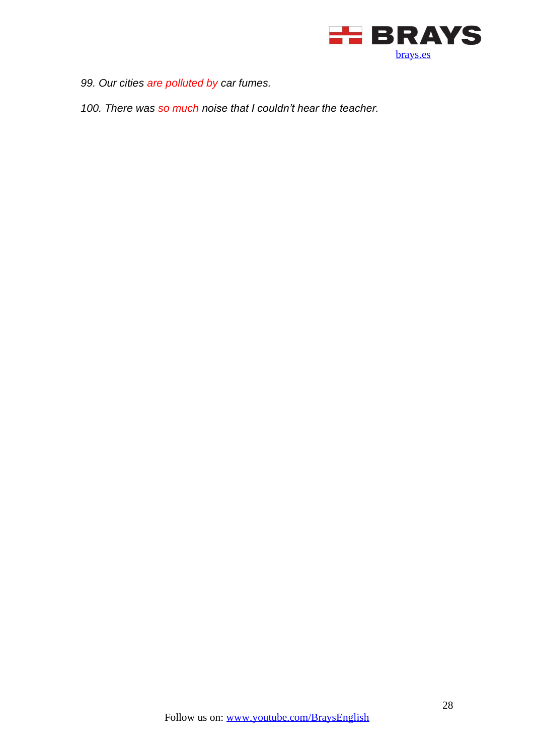*99. Our cities are polluted by car fumes.*

*100. There was so much noise that I couldn't hear the teacher.*